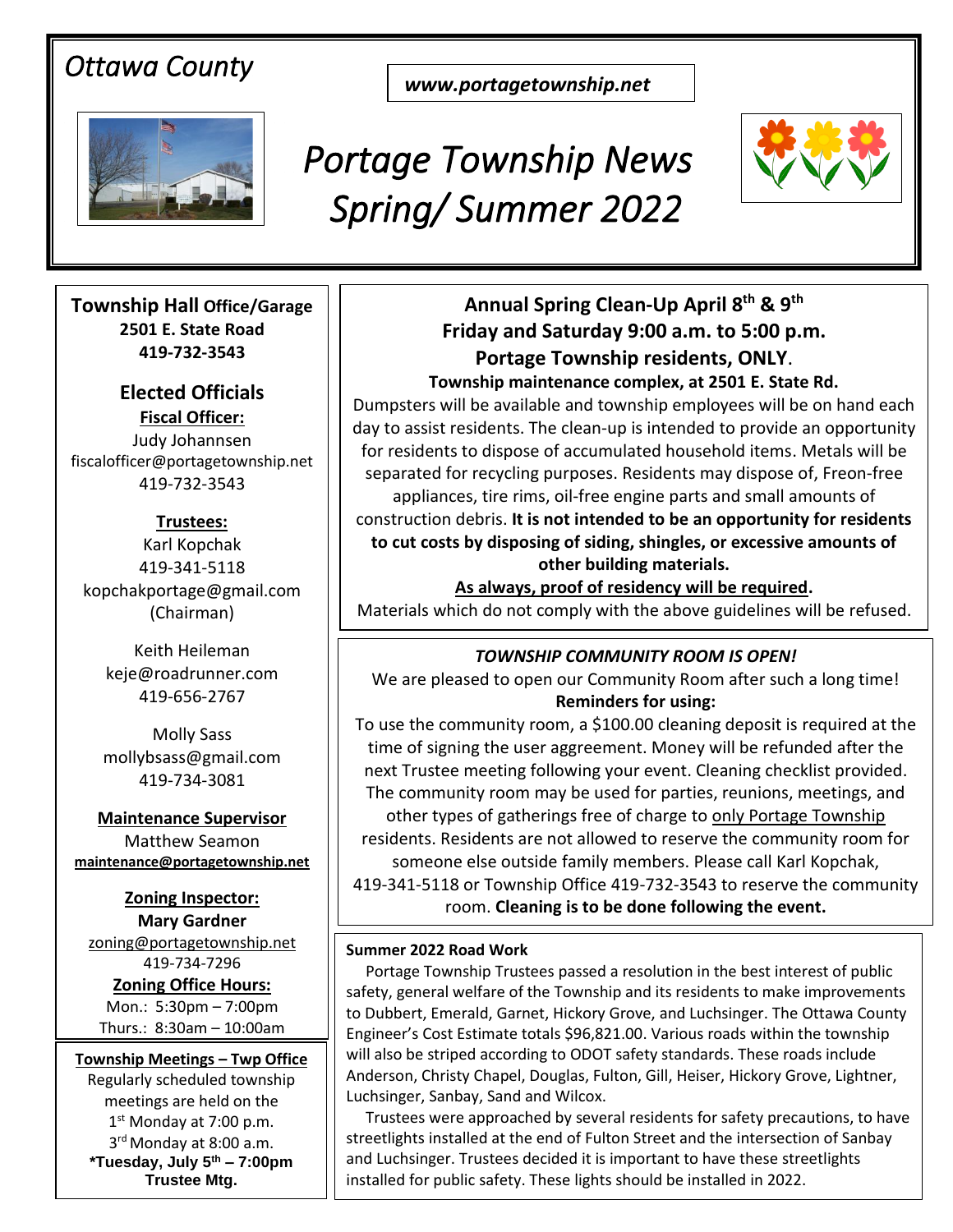*Ottawa County*

***www.portagetownship.net***

# *Portage Township News Spring/ Summer 2022*

**Township Hall Office/Garage**
**2501 E. State Road**
**419-732-3543**

## Elected Officials

**Fiscal Officer:**
Judy Johannsen
fiscalofficer@portagetownship.net
419-732-3543

**Trustees:**
Karl Kopchak
419-341-5118
kopchakportage@gmail.com
(Chairman)

Keith Heileman
keje@roadrunner.com
419-656-2767

Molly Sass
mollybsass@gmail.com
419-734-3081

**Maintenance Supervisor**
Matthew Seamon
**maintenance@portagetownship.net**

**Zoning Inspector:**
**Mary Gardner**
zoning@portagetownship.net
419-734-7296

**Zoning Office Hours:**
Mon.: 5:30pm – 7:00pm
Thurs.: 8:30am – 10:00am

**Township Meetings – Twp Office**
Regularly scheduled township meetings are held on the
1st Monday at 7:00 p.m.
3rd Monday at 8:00 a.m.
***Tuesday, July 5th – 7:00pm Trustee Mtg.**

## Annual Spring Clean-Up April 8th & 9th
**Friday and Saturday 9:00 a.m. to 5:00 p.m.**
**Portage Township residents, ONLY.**
**Township maintenance complex, at 2501 E. State Rd.**

Dumpsters will be available and township employees will be on hand each day to assist residents. The clean-up is intended to provide an opportunity for residents to dispose of accumulated household items. Metals will be separated for recycling purposes. Residents may dispose of, Freon-free appliances, tire rims, oil-free engine parts and small amounts of construction debris. **It is not intended to be an opportunity for residents to cut costs by disposing of siding, shingles, or excessive amounts of other building materials.**

**As always, proof of residency will be required.**

Materials which do not comply with the above guidelines will be refused.

### *TOWNSHIP COMMUNITY ROOM IS OPEN!*

We are pleased to open our Community Room after such a long time!

**Reminders for using:**

To use the community room, a $100.00 cleaning deposit is required at the time of signing the user agreement. Money will be refunded after the next Trustee meeting following your event. Cleaning checklist provided. The community room may be used for parties, reunions, meetings, and other types of gatherings free of charge to only Portage Township residents. Residents are not allowed to reserve the community room for someone else outside family members. Please call Karl Kopchak, 419-341-5118 or Township Office 419-732-3543 to reserve the community room. **Cleaning is to be done following the event.**

### Summer 2022 Road Work

Portage Township Trustees passed a resolution in the best interest of public safety, general welfare of the Township and its residents to make improvements to Dubbert, Emerald, Garnet, Hickory Grove, and Luchsinger. The Ottawa County Engineer's Cost Estimate totals $96,821.00. Various roads within the township will also be striped according to ODOT safety standards. These roads include Anderson, Christy Chapel, Douglas, Fulton, Gill, Heiser, Hickory Grove, Lightner, Luchsinger, Sanbay, Sand and Wilcox.

Trustees were approached by several residents for safety precautions, to have streetlights installed at the end of Fulton Street and the intersection of Sanbay and Luchsinger. Trustees decided it is important to have these streetlights installed for public safety. These lights should be installed in 2022.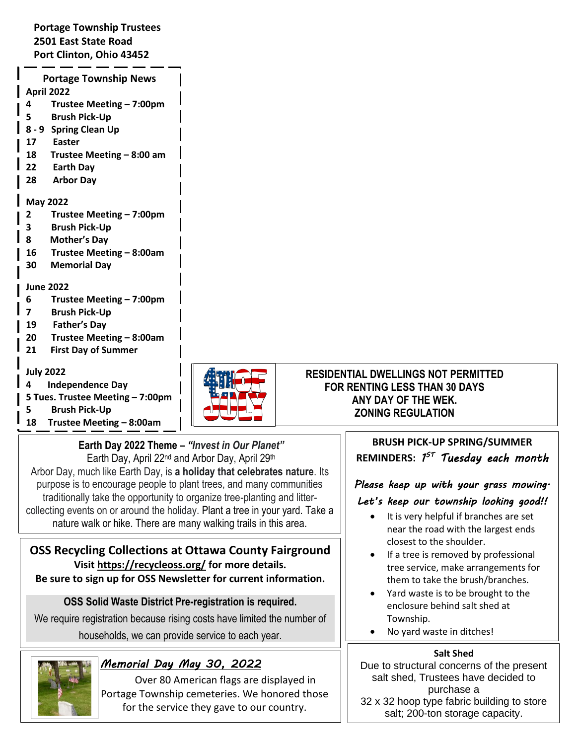**Portage Township Trustees**
**2501 East State Road**
**Port Clinton, Ohio 43452**

## Portage Township News

**April 2022**

- **4 Trustee Meeting – 7:00pm**
- **5 Brush Pick-Up**
- **8 - 9 Spring Clean Up**
- **17 Easter**
- **18 Trustee Meeting – 8:00 am**
- **22 Earth Day**
- **28 Arbor Day**

**May 2022**

- **2 Trustee Meeting – 7:00pm**
- **3 Brush Pick-Up**
- **8 Mother's Day**
- **16 Trustee Meeting – 8:00am**
- **30 Memorial Day**

**June 2022**

- **6 Trustee Meeting – 7:00pm**
- **7 Brush Pick-Up**
- **19 Father's Day**
- **20 Trustee Meeting – 8:00am**
- **21 First Day of Summer**

**July 2022**

- **4 Independence Day**
- **5 Tues. Trustee Meeting – 7:00pm**
- **5 Brush Pick-Up**
- **18 Trustee Meeting – 8:00am**

**RESIDENTIAL DWELLINGS NOT PERMITTED FOR RENTING LESS THAN 30 DAYS ANY DAY OF THE WEK. ZONING REGULATION**

### Earth Day 2022 Theme – *"Invest in Our Planet"*

Earth Day, April 22nd and Arbor Day, April 29th

Arbor Day, much like Earth Day, is **a holiday that celebrates nature**. Its purpose is to encourage people to plant trees, and many communities traditionally take the opportunity to organize tree-planting and litter-collecting events on or around the holiday. Plant a tree in your yard. Take a nature walk or hike. There are many walking trails in this area.

### BRUSH PICK-UP SPRING/SUMMER REMINDERS: *1ST Tuesday each month*

*Please keep up with your grass mowing. Let's keep our township looking good!!*

- It is very helpful if branches are set near the road with the largest ends closest to the shoulder.
- If a tree is removed by professional tree service, make arrangements for them to take the brush/branches.
- Yard waste is to be brought to the enclosure behind salt shed at Township.
- No yard waste in ditches!

### OSS Recycling Collections at Ottawa County Fairground

**Visit https://recycleoss.org/ for more details.**
**Be sure to sign up for OSS Newsletter for current information.**

**OSS Solid Waste District Pre-registration is required.**

We require registration because rising costs have limited the number of households, we can provide service to each year.

### *Memorial Day May 30, 2022*

Over 80 American flags are displayed in Portage Township cemeteries. We honored those for the service they gave to our country.

### Salt Shed

Due to structural concerns of the present salt shed, Trustees have decided to purchase a 32 x 32 hoop type fabric building to store salt; 200-ton storage capacity.